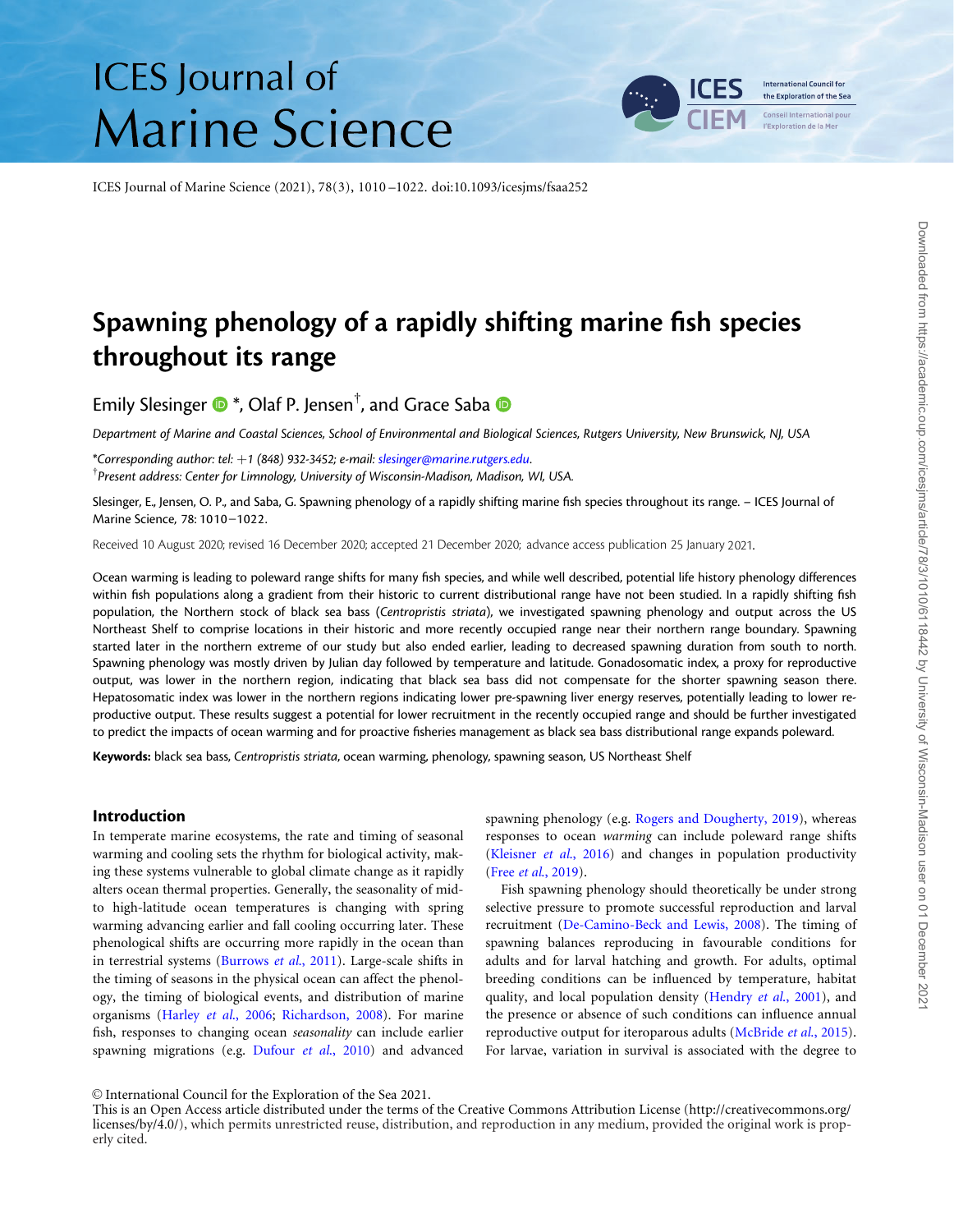# Spawning phenology of a rapidly shifting marine fish species throughout its range

Emily Slesinger *, Olaf P. Jensen[†], and Grace Saba

*Department of Marine and Coastal Sciences, School of Environmental and Biological Sciences, Rutgers University, New Brunswick, NJ, USA*

*\*Corresponding author: tel: +1 (848) 932-3452; e-mail: slesinger@marine.rutgers.edu.*
[†]*Present address: Center for Limnology, University of Wisconsin-Madison, Madison, WI, USA.*

Slesinger, E., Jensen, O. P., and Saba, G. Spawning phenology of a rapidly shifting marine fish species throughout its range. – ICES Journal of Marine Science, 78: 1010–1022.

Received 10 August 2020; revised 16 December 2020; accepted 21 December 2020; advance access publication 25 January 2021.

Ocean warming is leading to poleward range shifts for many fish species, and while well described, potential life history phenology differences within fish populations along a gradient from their historic to current distributional range have not been studied. In a rapidly shifting fish population, the Northern stock of black sea bass (*Centropristis striata*), we investigated spawning phenology and output across the US Northeast Shelf to comprise locations in their historic and more recently occupied range near their northern range boundary. Spawning started later in the northern extreme of our study but also ended earlier, leading to decreased spawning duration from south to north. Spawning phenology was mostly driven by Julian day followed by temperature and latitude. Gonadosomatic index, a proxy for reproductive output, was lower in the northern region, indicating that black sea bass did not compensate for the shorter spawning season there. Hepatosomatic index was lower in the northern regions indicating lower pre-spawning liver energy reserves, potentially leading to lower reproductive output. These results suggest a potential for lower recruitment in the recently occupied range and should be further investigated to predict the impacts of ocean warming and for proactive fisheries management as black sea bass distributional range expands poleward.

**Keywords:** black sea bass, *Centropristis striata*, ocean warming, phenology, spawning season, US Northeast Shelf

## Introduction

In temperate marine ecosystems, the rate and timing of seasonal warming and cooling sets the rhythm for biological activity, making these systems vulnerable to global climate change as it rapidly alters ocean thermal properties. Generally, the seasonality of mid- to high-latitude ocean temperatures is changing with spring warming advancing earlier and fall cooling occurring later. These phenological shifts are occurring more rapidly in the ocean than in terrestrial systems (Burrows *et al.*, 2011). Large-scale shifts in the timing of seasons in the physical ocean can affect the phenology, the timing of biological events, and distribution of marine organisms (Harley *et al.*, 2006; Richardson, 2008). For marine fish, responses to changing ocean *seasonality* can include earlier spawning migrations (e.g. Dufour *et al.*, 2010) and advanced spawning phenology (e.g. Rogers and Dougherty, 2019), whereas responses to ocean *warming* can include poleward range shifts (Kleisner *et al.*, 2016) and changes in population productivity (Free *et al.*, 2019).

Fish spawning phenology should theoretically be under strong selective pressure to promote successful reproduction and larval recruitment (De-Camino-Beck and Lewis, 2008). The timing of spawning balances reproducing in favourable conditions for adults and for larval hatching and growth. For adults, optimal breeding conditions can be influenced by temperature, habitat quality, and local population density (Hendry *et al.*, 2001), and the presence or absence of such conditions can influence annual reproductive output for iteroparous adults (McBride *et al.*, 2015). For larvae, variation in survival is associated with the degree to

© International Council for the Exploration of the Sea 2021.
This is an Open Access article distributed under the terms of the Creative Commons Attribution License (http://creativecommons.org/licenses/by/4.0/), which permits unrestricted reuse, distribution, and reproduction in any medium, provided the original work is properly cited.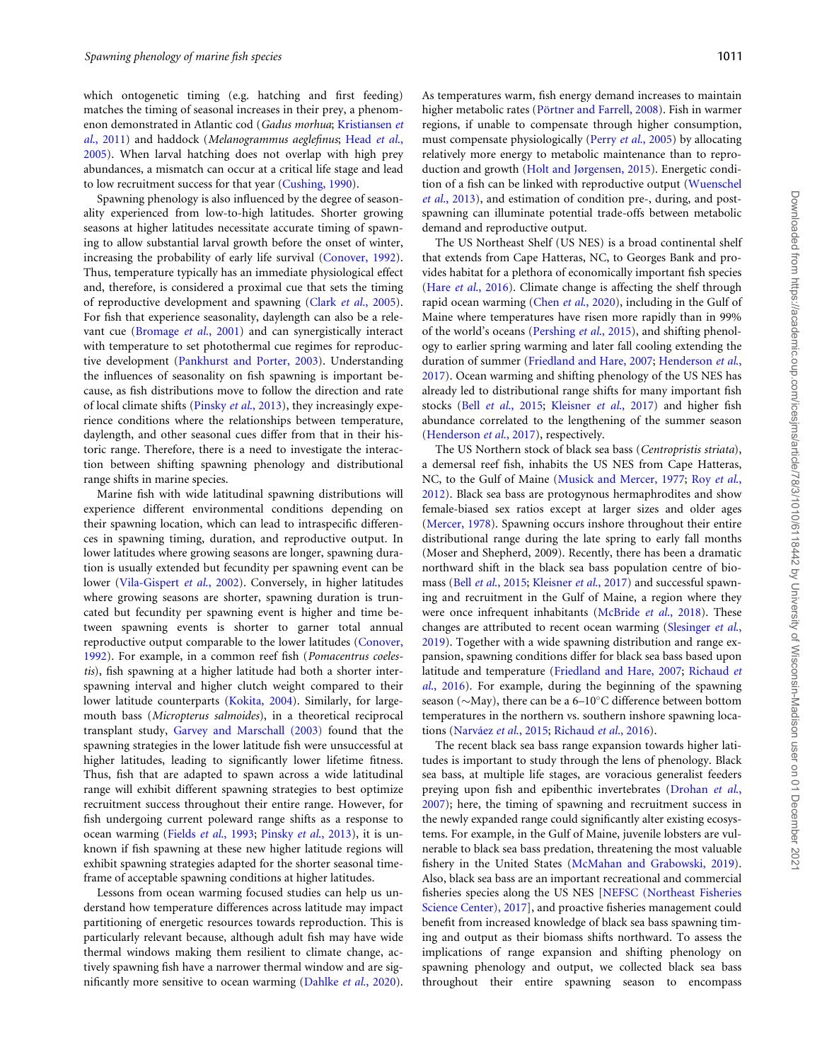which ontogenetic timing (e.g. hatching and first feeding) matches the timing of seasonal increases in their prey, a phenomenon demonstrated in Atlantic cod (*Gadus morhua*; Kristiansen *et al.*, 2011) and haddock (*Melanogrammus aeglefinus*; Head *et al.*, 2005). When larval hatching does not overlap with high prey abundances, a mismatch can occur at a critical life stage and lead to low recruitment success for that year (Cushing, 1990).

Spawning phenology is also influenced by the degree of seasonality experienced from low-to-high latitudes. Shorter growing seasons at higher latitudes necessitate accurate timing of spawning to allow substantial larval growth before the onset of winter, increasing the probability of early life survival (Conover, 1992). Thus, temperature typically has an immediate physiological effect and, therefore, is considered a proximal cue that sets the timing of reproductive development and spawning (Clark *et al.*, 2005). For fish that experience seasonality, daylength can also be a relevant cue (Bromage *et al.*, 2001) and can synergistically interact with temperature to set photothermal cue regimes for reproductive development (Pankhurst and Porter, 2003). Understanding the influences of seasonality on fish spawning is important because, as fish distributions move to follow the direction and rate of local climate shifts (Pinsky *et al.*, 2013), they increasingly experience conditions where the relationships between temperature, daylength, and other seasonal cues differ from that in their historic range. Therefore, there is a need to investigate the interaction between shifting spawning phenology and distributional range shifts in marine species.

Marine fish with wide latitudinal spawning distributions will experience different environmental conditions depending on their spawning location, which can lead to intraspecific differences in spawning timing, duration, and reproductive output. In lower latitudes where growing seasons are longer, spawning duration is usually extended but fecundity per spawning event can be lower (Vila-Gispert *et al.*, 2002). Conversely, in higher latitudes where growing seasons are shorter, spawning duration is truncated but fecundity per spawning event is higher and time between spawning events is shorter to garner total annual reproductive output comparable to the lower latitudes (Conover, 1992). For example, in a common reef fish (*Pomacentrus coelestis*), fish spawning at a higher latitude had both a shorter inter-spawning interval and higher clutch weight compared to their lower latitude counterparts (Kokita, 2004). Similarly, for largemouth bass (*Micropterus salmoides*), in a theoretical reciprocal transplant study, Garvey and Marschall (2003) found that the spawning strategies in the lower latitude fish were unsuccessful at higher latitudes, leading to significantly lower lifetime fitness. Thus, fish that are adapted to spawn across a wide latitudinal range will exhibit different spawning strategies to best optimize recruitment success throughout their entire range. However, for fish undergoing current poleward range shifts as a response to ocean warming (Fields *et al.*, 1993; Pinsky *et al.*, 2013), it is unknown if fish spawning at these new higher latitude regions will exhibit spawning strategies adapted for the shorter seasonal timeframe of acceptable spawning conditions at higher latitudes.

Lessons from ocean warming focused studies can help us understand how temperature differences across latitude may impact partitioning of energetic resources towards reproduction. This is particularly relevant because, although adult fish may have wide thermal windows making them resilient to climate change, actively spawning fish have a narrower thermal window and are significantly more sensitive to ocean warming (Dahlke *et al.*, 2020). As temperatures warm, fish energy demand increases to maintain higher metabolic rates (Pörtner and Farrell, 2008). Fish in warmer regions, if unable to compensate through higher consumption, must compensate physiologically (Perry *et al.*, 2005) by allocating relatively more energy to metabolic maintenance than to reproduction and growth (Holt and Jørgensen, 2015). Energetic condition of a fish can be linked with reproductive output (Wuenschel *et al.*, 2013), and estimation of condition pre-, during, and post-spawning can illuminate potential trade-offs between metabolic demand and reproductive output.

The US Northeast Shelf (US NES) is a broad continental shelf that extends from Cape Hatteras, NC, to Georges Bank and provides habitat for a plethora of economically important fish species (Hare *et al.*, 2016). Climate change is affecting the shelf through rapid ocean warming (Chen *et al.*, 2020), including in the Gulf of Maine where temperatures have risen more rapidly than in 99% of the world's oceans (Pershing *et al.*, 2015), and shifting phenology to earlier spring warming and later fall cooling extending the duration of summer (Friedland and Hare, 2007; Henderson *et al.*, 2017). Ocean warming and shifting phenology of the US NES has already led to distributional range shifts for many important fish stocks (Bell *et al.*, 2015; Kleisner *et al.*, 2017) and higher fish abundance correlated to the lengthening of the summer season (Henderson *et al.*, 2017), respectively.

The US Northern stock of black sea bass (*Centropristis striata*), a demersal reef fish, inhabits the US NES from Cape Hatteras, NC, to the Gulf of Maine (Musick and Mercer, 1977; Roy *et al.*, 2012). Black sea bass are protogynous hermaphrodites and show female-biased sex ratios except at larger sizes and older ages (Mercer, 1978). Spawning occurs inshore throughout their entire distributional range during the late spring to early fall months (Moser and Shepherd, 2009). Recently, there has been a dramatic northward shift in the black sea bass population centre of biomass (Bell *et al.*, 2015; Kleisner *et al.*, 2017) and successful spawning and recruitment in the Gulf of Maine, a region where they were once infrequent inhabitants (McBride *et al.*, 2018). These changes are attributed to recent ocean warming (Slesinger *et al.*, 2019). Together with a wide spawning distribution and range expansion, spawning conditions differ for black sea bass based upon latitude and temperature (Friedland and Hare, 2007; Richaud *et al.*, 2016). For example, during the beginning of the spawning season (~May), there can be a 6–10°C difference between bottom temperatures in the northern vs. southern inshore spawning locations (Narváez *et al.*, 2015; Richaud *et al.*, 2016).

The recent black sea bass range expansion towards higher latitudes is important to study through the lens of phenology. Black sea bass, at multiple life stages, are voracious generalist feeders preying upon fish and epibenthic invertebrates (Drohan *et al.*, 2007); here, the timing of spawning and recruitment success in the newly expanded range could significantly alter existing ecosystems. For example, in the Gulf of Maine, juvenile lobsters are vulnerable to black sea bass predation, threatening the most valuable fishery in the United States (McMahan and Grabowski, 2019). Also, black sea bass are an important recreational and commercial fisheries species along the US NES [NEFSC (Northeast Fisheries Science Center), 2017], and proactive fisheries management could benefit from increased knowledge of black sea bass spawning timing and output as their biomass shifts northward. To assess the implications of range expansion and shifting phenology on spawning phenology and output, we collected black sea bass throughout their entire spawning season to encompass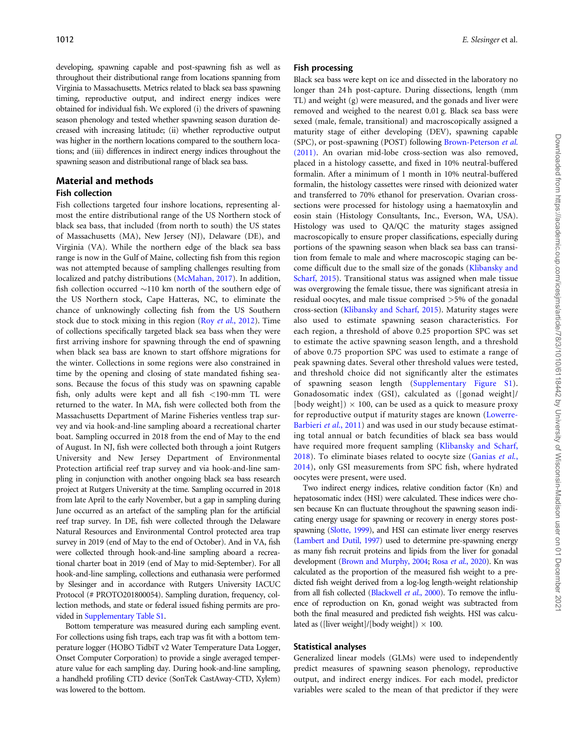developing, spawning capable and post-spawning fish as well as throughout their distributional range from locations spanning from Virginia to Massachusetts. Metrics related to black sea bass spawning timing, reproductive output, and indirect energy indices were obtained for individual fish. We explored (i) the drivers of spawning season phenology and tested whether spawning season duration decreased with increasing latitude; (ii) whether reproductive output was higher in the northern locations compared to the southern locations; and (iii) differences in indirect energy indices throughout the spawning season and distributional range of black sea bass.

## Material and methods

### Fish collection

Fish collections targeted four inshore locations, representing almost the entire distributional range of the US Northern stock of black sea bass, that included (from north to south) the US states of Massachusetts (MA), New Jersey (NJ), Delaware (DE), and Virginia (VA). While the northern edge of the black sea bass range is now in the Gulf of Maine, collecting fish from this region was not attempted because of sampling challenges resulting from localized and patchy distributions (McMahan, 2017). In addition, fish collection occurred ~110 km north of the southern edge of the US Northern stock, Cape Hatteras, NC, to eliminate the chance of unknowingly collecting fish from the US Southern stock due to stock mixing in this region (Roy *et al.*, 2012). Time of collections specifically targeted black sea bass when they were first arriving inshore for spawning through the end of spawning when black sea bass are known to start offshore migrations for the winter. Collections in some regions were also constrained in time by the opening and closing of state mandated fishing seasons. Because the focus of this study was on spawning capable fish, only adults were kept and all fish <190-mm TL were returned to the water. In MA, fish were collected both from the Massachusetts Department of Marine Fisheries ventless trap survey and via hook-and-line sampling aboard a recreational charter boat. Sampling occurred in 2018 from the end of May to the end of August. In NJ, fish were collected both through a joint Rutgers University and New Jersey Department of Environmental Protection artificial reef trap survey and via hook-and-line sampling in conjunction with another ongoing black sea bass research project at Rutgers University at the time. Sampling occurred in 2018 from late April to the early November, but a gap in sampling during June occurred as an artefact of the sampling plan for the artificial reef trap survey. In DE, fish were collected through the Delaware Natural Resources and Environmental Control protected area trap survey in 2019 (end of May to the end of October). And in VA, fish were collected through hook-and-line sampling aboard a recreational charter boat in 2019 (end of May to mid-September). For all hook-and-line sampling, collections and euthanasia were performed by Slesinger and in accordance with Rutgers University IACUC Protocol (# PROTO201800054). Sampling duration, frequency, collection methods, and state or federal issued fishing permits are provided in Supplementary Table S1.

Bottom temperature was measured during each sampling event. For collections using fish traps, each trap was fit with a bottom temperature logger (HOBO TidbiT v2 Water Temperature Data Logger, Onset Computer Corporation) to provide a single averaged temperature value for each sampling day. During hook-and-line sampling, a handheld profiling CTD device (SonTek CastAway-CTD, Xylem) was lowered to the bottom.

### Fish processing

Black sea bass were kept on ice and dissected in the laboratory no longer than 24 h post-capture. During dissections, length (mm TL) and weight (g) were measured, and the gonads and liver were removed and weighed to the nearest 0.01 g. Black sea bass were sexed (male, female, transitional) and macroscopically assigned a maturity stage of either developing (DEV), spawning capable (SPC), or post-spawning (POST) following Brown-Peterson *et al.* (2011). An ovarian mid-lobe cross-section was also removed, placed in a histology cassette, and fixed in 10% neutral-buffered formalin. After a minimum of 1 month in 10% neutral-buffered formalin, the histology cassettes were rinsed with deionized water and transferred to 70% ethanol for preservation. Ovarian cross-sections were processed for histology using a haematoxylin and eosin stain (Histology Consultants, Inc., Everson, WA, USA). Histology was used to QA/QC the maturity stages assigned macroscopically to ensure proper classifications, especially during portions of the spawning season when black sea bass can transition from female to male and where macroscopic staging can become difficult due to the small size of the gonads (Klibansky and Scharf, 2015). Transitional status was assigned when male tissue was overgrowing the female tissue, there was significant atresia in residual oocytes, and male tissue comprised >5% of the gonadal cross-section (Klibansky and Scharf, 2015). Maturity stages were also used to estimate spawning season characteristics. For each region, a threshold of above 0.25 proportion SPC was set to estimate the active spawning season length, and a threshold of above 0.75 proportion SPC was used to estimate a range of peak spawning dates. Several other threshold values were tested, and threshold choice did not significantly alter the estimates of spawning season length (Supplementary Figure S1). Gonadosomatic index (GSI), calculated as ([gonad weight]/[body weight]) $\times$ 100, can be used as a quick to measure proxy for reproductive output if maturity stages are known (Lowerre-Barbieri *et al.*, 2011) and was used in our study because estimating total annual or batch fecundities of black sea bass would have required more frequent sampling (Klibansky and Scharf, 2018). To eliminate biases related to oocyte size (Ganias *et al.*, 2014), only GSI measurements from SPC fish, where hydrated oocytes were present, were used.

Two indirect energy indices, relative condition factor (Kn) and hepatosomatic index (HSI) were calculated. These indices were chosen because Kn can fluctuate throughout the spawning season indicating energy usage for spawning or recovery in energy stores post-spawning (Slotte, 1999), and HSI can estimate liver energy reserves (Lambert and Dutil, 1997) used to determine pre-spawning energy as many fish recruit proteins and lipids from the liver for gonadal development (Brown and Murphy, 2004; Rosa *et al.*, 2020). Kn was calculated as the proportion of the measured fish weight to a predicted fish weight derived from a log-log length-weight relationship from all fish collected (Blackwell *et al.*, 2000). To remove the influence of reproduction on Kn, gonad weight was subtracted from both the final measured and predicted fish weights. HSI was calculated as ([liver weight]/[body weight]) $\times$ 100.

### Statistical analyses

Generalized linear models (GLMs) were used to independently predict measures of spawning season phenology, reproductive output, and indirect energy indices. For each model, predictor variables were scaled to the mean of that predictor if they were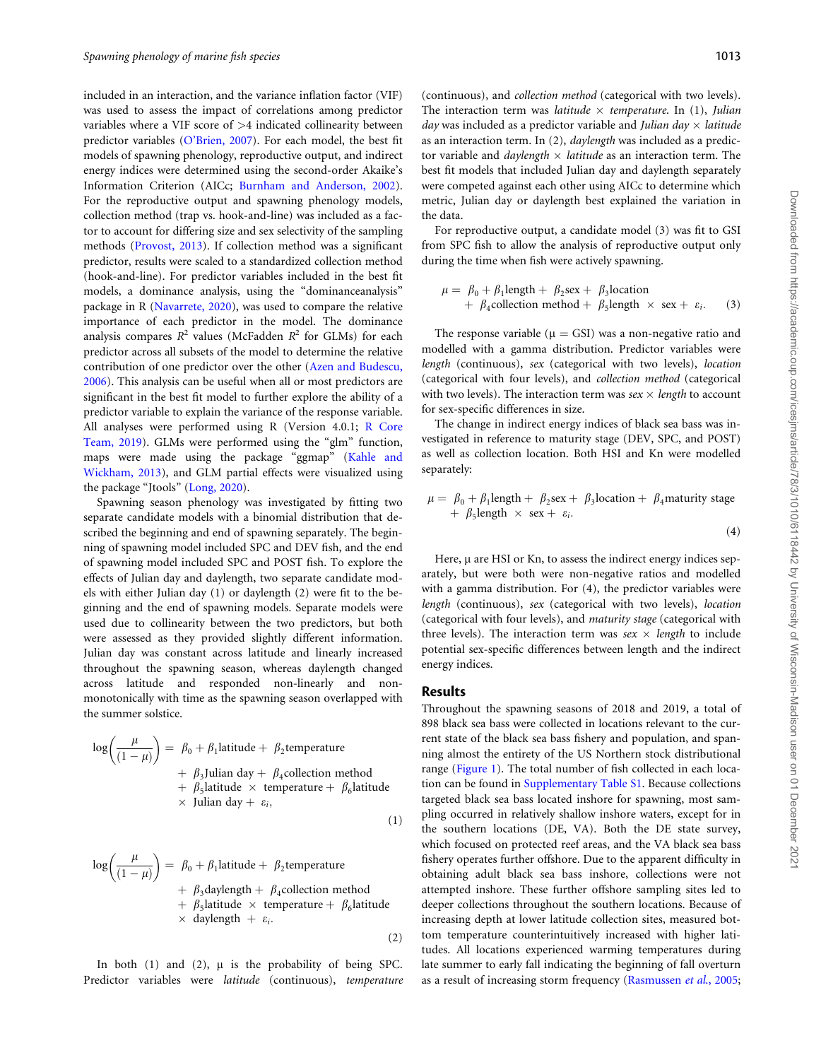included in an interaction, and the variance inflation factor (VIF) was used to assess the impact of correlations among predictor variables where a VIF score of >4 indicated collinearity between predictor variables (O'Brien, 2007). For each model, the best fit models of spawning phenology, reproductive output, and indirect energy indices were determined using the second-order Akaike's Information Criterion (AICc; Burnham and Anderson, 2002). For the reproductive output and spawning phenology models, collection method (trap vs. hook-and-line) was included as a factor to account for differing size and sex selectivity of the sampling methods (Provost, 2013). If collection method was a significant predictor, results were scaled to a standardized collection method (hook-and-line). For predictor variables included in the best fit models, a dominance analysis, using the "dominanceanalysis" package in R (Navarrete, 2020), was used to compare the relative importance of each predictor in the model. The dominance analysis compares $R^2$ values (McFadden $R^2$ for GLMs) for each predictor across all subsets of the model to determine the relative contribution of one predictor over the other (Azen and Budescu, 2006). This analysis can be useful when all or most predictors are significant in the best fit model to further explore the ability of a predictor variable to explain the variance of the response variable. All analyses were performed using R (Version 4.0.1; R Core Team, 2019). GLMs were performed using the "glm" function, maps were made using the package "ggmap" (Kahle and Wickham, 2013), and GLM partial effects were visualized using the package "Jtools" (Long, 2020).

Spawning season phenology was investigated by fitting two separate candidate models with a binomial distribution that described the beginning and end of spawning separately. The beginning of spawning model included SPC and DEV fish, and the end of spawning model included SPC and POST fish. To explore the effects of Julian day and daylength, two separate candidate models with either Julian day (1) or daylength (2) were fit to the beginning and the end of spawning models. Separate models were used due to collinearity between the two predictors, but both were assessed as they provided slightly different information. Julian day was constant across latitude and linearly increased throughout the spawning season, whereas daylength changed across latitude and responded non-linearly and non-monotonically with time as the spawning season overlapped with the summer solstice.

$$\log\left(\frac{\mu}{(1-\mu)}\right) = \beta_0 + \beta_1\text{latitude} + \beta_2\text{temperature} + \beta_3\text{Julian day} + \beta_4\text{collection method} + \beta_5\text{latitude} \times \text{temperature} + \beta_6\text{latitude} \times \text{Julian day} + \varepsilon_i, \tag{1}$$

$$\log\left(\frac{\mu}{(1-\mu)}\right) = \beta_0 + \beta_1\text{latitude} + \beta_2\text{temperature} + \beta_3\text{daylength} + \beta_4\text{collection method} + \beta_5\text{latitude} \times \text{temperature} + \beta_6\text{latitude} \times \text{daylength} + \varepsilon_i. \tag{2}$$

In both (1) and (2), $\mu$ is the probability of being SPC. Predictor variables were *latitude* (continuous), *temperature* (continuous), and *collection method* (categorical with two levels). The interaction term was *latitude* × *temperature*. In (1), *Julian day* was included as a predictor variable and *Julian day* × *latitude* as an interaction term. In (2), *daylength* was included as a predictor variable and *daylength* × *latitude* as an interaction term. The best fit models that included Julian day and daylength separately were competed against each other using AICc to determine which metric, Julian day or daylength best explained the variation in the data.

For reproductive output, a candidate model (3) was fit to GSI from SPC fish to allow the analysis of reproductive output only during the time when fish were actively spawning.

$$\mu = \beta_0 + \beta_1\text{length} + \beta_2\text{sex} + \beta_3\text{location} + \beta_4\text{collection method} + \beta_5\text{length} \times \text{sex} + \varepsilon_i. \tag{3}$$

The response variable ($\mu$ = GSI) was a non-negative ratio and modelled with a gamma distribution. Predictor variables were *length* (continuous), *sex* (categorical with two levels), *location* (categorical with four levels), and *collection method* (categorical with two levels). The interaction term was *sex* × *length* to account for sex-specific differences in size.

The change in indirect energy indices of black sea bass was investigated in reference to maturity stage (DEV, SPC, and POST) as well as collection location. Both HSI and Kn were modelled separately:

$$\mu = \beta_0 + \beta_1\text{length} + \beta_2\text{sex} + \beta_3\text{location} + \beta_4\text{maturity stage} + \beta_5\text{length} \times \text{sex} + \varepsilon_i. \tag{4}$$

Here, $\mu$ are HSI or Kn, to assess the indirect energy indices separately, but were both were non-negative ratios and modelled with a gamma distribution. For (4), the predictor variables were *length* (continuous), *sex* (categorical with two levels), *location* (categorical with four levels), and *maturity stage* (categorical with three levels). The interaction term was *sex* × *length* to include potential sex-specific differences between length and the indirect energy indices.

## Results

Throughout the spawning seasons of 2018 and 2019, a total of 898 black sea bass were collected in locations relevant to the current state of the black sea bass fishery and population, and spanning almost the entirety of the US Northern stock distributional range (Figure 1). The total number of fish collected in each location can be found in Supplementary Table S1. Because collections targeted black sea bass located inshore for spawning, most sampling occurred in relatively shallow inshore waters, except for in the southern locations (DE, VA). Both the DE state survey, which focused on protected reef areas, and the VA black sea bass fishery operates further offshore. Due to the apparent difficulty in obtaining adult black sea bass inshore, collections were not attempted inshore. These further offshore sampling sites led to deeper collections throughout the southern locations. Because of increasing depth at lower latitude collection sites, measured bottom temperature counterintuitively increased with higher latitudes. All locations experienced warming temperatures during late summer to early fall indicating the beginning of fall overturn as a result of increasing storm frequency (Rasmussen *et al.*, 2005;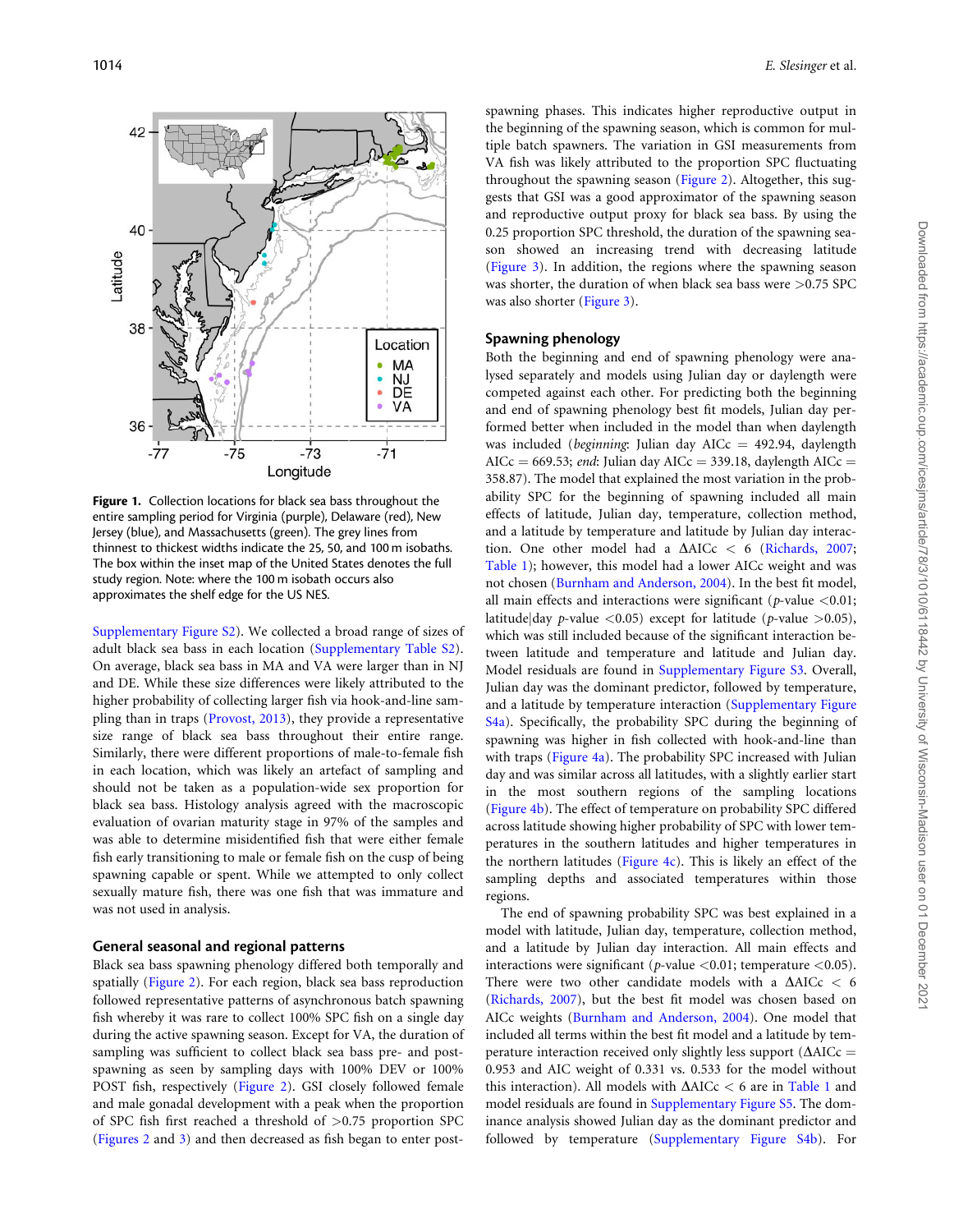Figure 1. Collection locations for black sea bass throughout the entire sampling period for Virginia (purple), Delaware (red), New Jersey (blue), and Massachusetts (green). The grey lines from thinnest to thickest widths indicate the 25, 50, and 100 m isobaths. The box within the inset map of the United States denotes the full study region. Note: where the 100 m isobath occurs also approximates the shelf edge for the US NES.

Supplementary Figure S2). We collected a broad range of sizes of adult black sea bass in each location (Supplementary Table S2). On average, black sea bass in MA and VA were larger than in NJ and DE. While these size differences were likely attributed to the higher probability of collecting larger fish via hook-and-line sampling than in traps (Provost, 2013), they provide a representative size range of black sea bass throughout their entire range. Similarly, there were different proportions of male-to-female fish in each location, which was likely an artefact of sampling and should not be taken as a population-wide sex proportion for black sea bass. Histology analysis agreed with the macroscopic evaluation of ovarian maturity stage in 97% of the samples and was able to determine misidentified fish that were either female fish early transitioning to male or female fish on the cusp of being spawning capable or spent. While we attempted to only collect sexually mature fish, there was one fish that was immature and was not used in analysis.

## General seasonal and regional patterns

Black sea bass spawning phenology differed both temporally and spatially (Figure 2). For each region, black sea bass reproduction followed representative patterns of asynchronous batch spawning fish whereby it was rare to collect 100% SPC fish on a single day during the active spawning season. Except for VA, the duration of sampling was sufficient to collect black sea bass pre- and post-spawning as seen by sampling days with 100% DEV or 100% POST fish, respectively (Figure 2). GSI closely followed female and male gonadal development with a peak when the proportion of SPC fish first reached a threshold of >0.75 proportion SPC (Figures 2 and 3) and then decreased as fish began to enter post-spawning phases. This indicates higher reproductive output in the beginning of the spawning season, which is common for multiple batch spawners. The variation in GSI measurements from VA fish was likely attributed to the proportion SPC fluctuating throughout the spawning season (Figure 2). Altogether, this suggests that GSI was a good approximator of the spawning season and reproductive output proxy for black sea bass. By using the 0.25 proportion SPC threshold, the duration of the spawning season showed an increasing trend with decreasing latitude (Figure 3). In addition, the regions where the spawning season was shorter, the duration of when black sea bass were >0.75 SPC was also shorter (Figure 3).

## Spawning phenology

Both the beginning and end of spawning phenology were analysed separately and models using Julian day or daylength were competed against each other. For predicting both the beginning and end of spawning phenology best fit models, Julian day performed better when included in the model than when daylength was included (*beginning*: Julian day AICc = 492.94, daylength AICc = 669.53; *end*: Julian day AICc = 339.18, daylength AICc = 358.87). The model that explained the most variation in the probability SPC for the beginning of spawning included all main effects of latitude, Julian day, temperature, collection method, and a latitude by temperature and latitude by Julian day interaction. One other model had a $\Delta$AICc < 6 (Richards, 2007; Table 1); however, this model had a lower AICc weight and was not chosen (Burnham and Anderson, 2004). In the best fit model, all main effects and interactions were significant ($p$-value <0.01; latitude|day $p$-value <0.05) except for latitude ($p$-value >0.05), which was still included because of the significant interaction between latitude and temperature and latitude and Julian day. Model residuals are found in Supplementary Figure S3. Overall, Julian day was the dominant predictor, followed by temperature, and a latitude by temperature interaction (Supplementary Figure S4a). Specifically, the probability SPC during the beginning of spawning was higher in fish collected with hook-and-line than with traps (Figure 4a). The probability SPC increased with Julian day and was similar across all latitudes, with a slightly earlier start in the most southern regions of the sampling locations (Figure 4b). The effect of temperature on probability SPC differed across latitude showing higher probability of SPC with lower temperatures in the southern latitudes and higher temperatures in the northern latitudes (Figure 4c). This is likely an effect of the sampling depths and associated temperatures within those regions.

The end of spawning probability SPC was best explained in a model with latitude, Julian day, temperature, collection method, and a latitude by Julian day interaction. All main effects and interactions were significant ($p$-value <0.01; temperature <0.05). There were two other candidate models with a $\Delta$AICc < 6 (Richards, 2007), but the best fit model was chosen based on AICc weights (Burnham and Anderson, 2004). One model that included all terms within the best fit model and a latitude by temperature interaction received only slightly less support ($\Delta$AICc = 0.953 and AIC weight of 0.331 vs. 0.533 for the model without this interaction). All models with $\Delta$AICc < 6 are in Table 1 and model residuals are found in Supplementary Figure S5. The dominance analysis showed Julian day as the dominant predictor and followed by temperature (Supplementary Figure S4b). For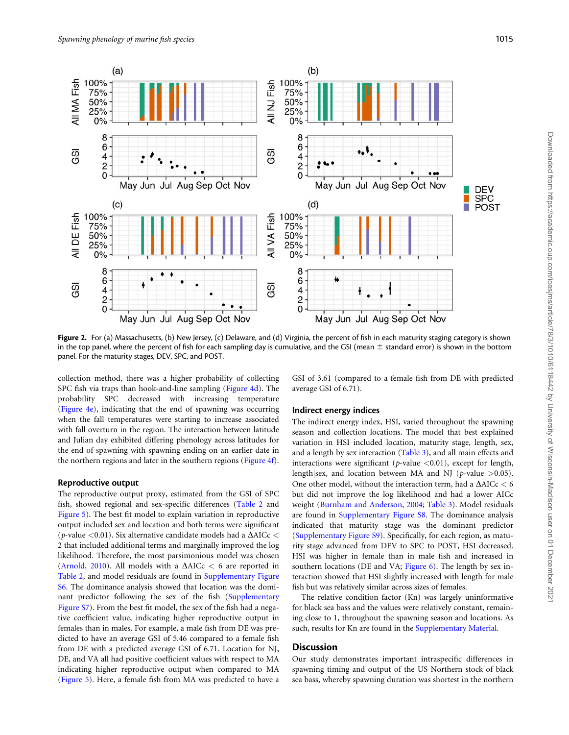Figure 2. For (a) Massachusetts, (b) New Jersey, (c) Delaware, and (d) Virginia, the percent of fish in each maturity staging category is shown in the top panel, where the percent of fish for each sampling day is cumulative, and the GSI (mean ± standard error) is shown in the bottom panel. For the maturity stages, DEV, SPC, and POST.

collection method, there was a higher probability of collecting SPC fish via traps than hook-and-line sampling (Figure 4d). The probability SPC decreased with increasing temperature (Figure 4e), indicating that the end of spawning was occurring when the fall temperatures were starting to increase associated with fall overturn in the region. The interaction between latitude and Julian day exhibited differing phenology across latitudes for the end of spawning with spawning ending on an earlier date in the northern regions and later in the southern regions (Figure 4f).

### Reproductive output

The reproductive output proxy, estimated from the GSI of SPC fish, showed regional and sex-specific differences (Table 2 and Figure 5). The best fit model to explain variation in reproductive output included sex and location and both terms were significant ($p$-value <0.01). Six alternative candidate models had a $\Delta$AICc < 2 that included additional terms and marginally improved the log likelihood. Therefore, the most parsimonious model was chosen (Arnold, 2010). All models with a $\Delta$AICc < 6 are reported in Table 2, and model residuals are found in Supplementary Figure S6. The dominance analysis showed that location was the dominant predictor following the sex of the fish (Supplementary Figure S7). From the best fit model, the sex of the fish had a negative coefficient value, indicating higher reproductive output in females than in males. For example, a male fish from DE was predicted to have an average GSI of 5.46 compared to a female fish from DE with a predicted average GSI of 6.71. Location for NJ, DE, and VA all had positive coefficient values with respect to MA indicating higher reproductive output when compared to MA (Figure 5). Here, a female fish from MA was predicted to have a GSI of 3.61 (compared to a female fish from DE with predicted average GSI of 6.71).

### Indirect energy indices

The indirect energy index, HSI, varied throughout the spawning season and collection locations. The model that best explained variation in HSI included location, maturity stage, length, sex, and a length by sex interaction (Table 3), and all main effects and interactions were significant ($p$-value <0.01), except for length, length|sex, and location between MA and NJ ($p$-value >0.05). One other model, without the interaction term, had a $\Delta$AICc < 6 but did not improve the log likelihood and had a lower AICc weight (Burnham and Anderson, 2004; Table 3). Model residuals are found in Supplementary Figure S8. The dominance analysis indicated that maturity stage was the dominant predictor (Supplementary Figure S9). Specifically, for each region, as maturity stage advanced from DEV to SPC to POST, HSI decreased. HSI was higher in female than in male fish and increased in southern locations (DE and VA; Figure 6). The length by sex interaction showed that HSI slightly increased with length for male fish but was relatively similar across sizes of females.

The relative condition factor (Kn) was largely uninformative for black sea bass and the values were relatively constant, remaining close to 1, throughout the spawning season and locations. As such, results for Kn are found in the Supplementary Material.

## Discussion

Our study demonstrates important intraspecific differences in spawning timing and output of the US Northern stock of black sea bass, whereby spawning duration was shortest in the northern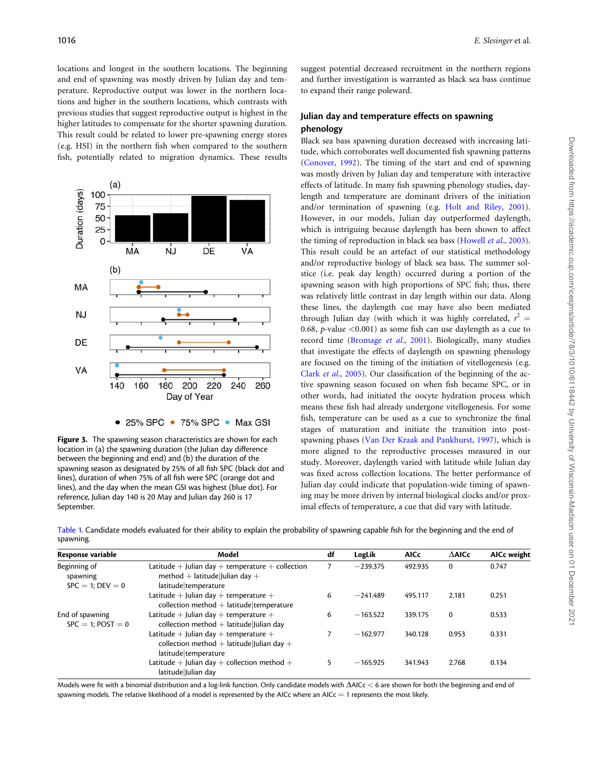locations and longest in the southern locations. The beginning and end of spawning was mostly driven by Julian day and temperature. Reproductive output was lower in the northern locations and higher in the southern locations, which contrasts with previous studies that suggest reproductive output is highest in the higher latitudes to compensate for the shorter spawning duration. This result could be related to lower pre-spawning energy stores (e.g. HSI) in the northern fish when compared to the southern fish, potentially related to migration dynamics. These results suggest potential decreased recruitment in the northern regions and further investigation is warranted as black sea bass continue to expand their range poleward.

**Figure 3.** The spawning season characteristics are shown for each location in (a) the spawning duration (the Julian day difference between the beginning and end) and (b) the duration of the spawning season as designated by 25% of all fish SPC (black dot and lines), duration of when 75% of all fish were SPC (orange dot and lines), and the day when the mean GSI was highest (blue dot). For reference, Julian day 140 is 20 May and Julian day 260 is 17 September.

## Julian day and temperature effects on spawning phenology

Black sea bass spawning duration decreased with increasing latitude, which corroborates well documented fish spawning patterns (Conover, 1992). The timing of the start and end of spawning was mostly driven by Julian day and temperature with interactive effects of latitude. In many fish spawning phenology studies, daylength and temperature are dominant drivers of the initiation and/or termination of spawning (e.g. Holt and Riley, 2001). However, in our models, Julian day outperformed daylength, which is intriguing because daylength has been shown to affect the timing of reproduction in black sea bass (Howell *et al.*, 2003). This result could be an artefact of our statistical methodology and/or reproductive biology of black sea bass. The summer solstice (i.e. peak day length) occurred during a portion of the spawning season with high proportions of SPC fish; thus, there was relatively little contrast in day length within our data. Along these lines, the daylength cue may have also been mediated through Julian day (with which it was highly correlated, $r^2 = 0.68$, $p$-value $<0.001$) as some fish can use daylength as a cue to record time (Bromage *et al.*, 2001). Biologically, many studies that investigate the effects of daylength on spawning phenology are focused on the timing of the initiation of vitellogenesis (e.g. Clark *et al.*, 2005). Our classification of the beginning of the active spawning season focused on when fish became SPC, or in other words, had initiated the oocyte hydration process which means these fish had already undergone vitellogenesis. For some fish, temperature can be used as a cue to synchronize the final stages of maturation and initiate the transition into post-spawning phases (Van Der Kraak and Pankhurst, 1997), which is more aligned to the reproductive processes measured in our study. Moreover, daylength varied with latitude while Julian day was fixed across collection locations. The better performance of Julian day could indicate that population-wide timing of spawning may be more driven by internal biological clocks and/or proximal effects of temperature, a cue that did vary with latitude.

Table 1. Candidate models evaluated for their ability to explain the probability of spawning capable fish for the beginning and the end of spawning.

| Response variable | Model | df | LogLik | AICc | ΔAICc | AICc weight |
|---|---|---|---|---|---|---|
| Beginning of spawning SPC = 1; DEV = 0 | Latitude + Julian day + temperature + collection method + latitude\|Julian day + latitude\|temperature | 7 | −239.375 | 492.935 | 0 | 0.747 |
| | Latitude + Julian day + temperature + collection method + latitude\|temperature | 6 | −241.489 | 495.117 | 2.181 | 0.251 |
| End of spawning SPC = 1; POST = 0 | Latitude + Julian day + temperature + collection method + latitude\|Julian day | 6 | −163.522 | 339.175 | 0 | 0.533 |
| | Latitude + Julian day + temperature + collection method + latitude\|Julian day + latitude\|temperature | 7 | −162.977 | 340.128 | 0.953 | 0.331 |
| | Latitude + Julian day + collection method + latitude\|Julian day | 5 | −165.925 | 341.943 | 2.768 | 0.134 |

Models were fit with a binomial distribution and a log-link function. Only candidate models with ΔAICc < 6 are shown for both the beginning and end of spawning models. The relative likelihood of a model is represented by the AICc where an AICc = 1 represents the most likely.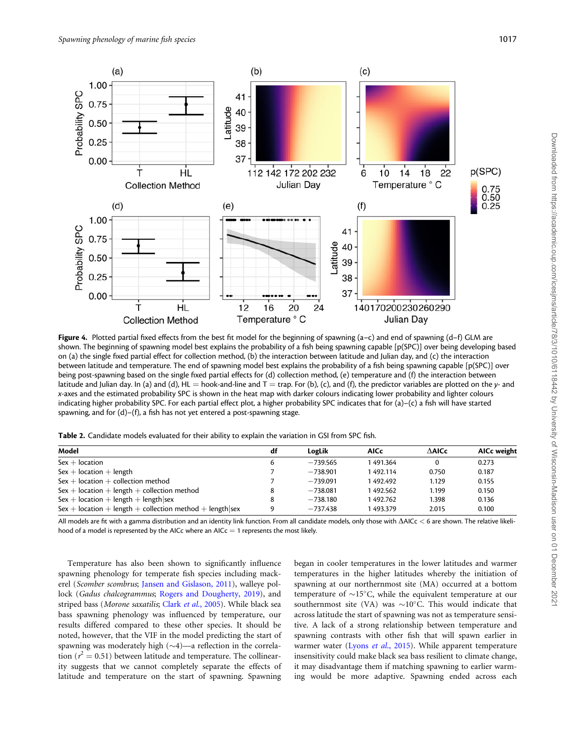**Figure 4.** Plotted partial fixed effects from the best fit model for the beginning of spawning (a–c) and end of spawning (d–f) GLM are shown. The beginning of spawning model best explains the probability of a fish being spawning capable [p(SPC)] over being developing based on (a) the single fixed partial effect for collection method, (b) the interaction between latitude and Julian day, and (c) the interaction between latitude and temperature. The end of spawning model best explains the probability of a fish being spawning capable [p(SPC)] over being post-spawning based on the single fixed partial effects for (d) collection method, (e) temperature and (f) the interaction between latitude and Julian day. In (a) and (d), HL = hook-and-line and T = trap. For (b), (c), and (f), the predictor variables are plotted on the *y*- and *x*-axes and the estimated probability SPC is shown in the heat map with darker colours indicating lower probability and lighter colours indicating higher probability SPC. For each partial effect plot, a higher probability SPC indicates that for (a)–(c) a fish will have started spawning, and for (d)–(f), a fish has not yet entered a post-spawning stage.

**Table 2.** Candidate models evaluated for their ability to explain the variation in GSI from SPC fish.

| Model | df | LogLik | AICc | ΔAICc | AICc weight |
|---|---|---|---|---|---|
| Sex + location | 6 | −739.565 | 1 491.364 | 0 | 0.273 |
| Sex + location + length | 7 | −738.901 | 1 492.114 | 0.750 | 0.187 |
| Sex + location + collection method | 7 | −739.091 | 1 492.492 | 1.129 | 0.155 |
| Sex + location + length + collection method | 8 | −738.081 | 1 492.562 | 1.199 | 0.150 |
| Sex + location + length + length\|sex | 8 | −738.180 | 1 492.762 | 1.398 | 0.136 |
| Sex + location + length + collection method + length\|sex | 9 | −737.438 | 1 493.379 | 2.015 | 0.100 |

All models are fit with a gamma distribution and an identity link function. From all candidate models, only those with ΔAICc < 6 are shown. The relative likelihood of a model is represented by the AICc where an AICc = 1 represents the most likely.

Temperature has also been shown to significantly influence spawning phenology for temperate fish species including mackerel (*Scomber scombrus*; Jansen and Gislason, 2011), walleye pollock (*Gadus chalcogrammus*; Rogers and Dougherty, 2019), and striped bass (*Morone saxatilis*; Clark *et al.*, 2005). While black sea bass spawning phenology was influenced by temperature, our results differed compared to these other species. It should be noted, however, that the VIF in the model predicting the start of spawning was moderately high (~4)—a reflection in the correlation ($r^2 = 0.51$) between latitude and temperature. The collinearity suggests that we cannot completely separate the effects of latitude and temperature on the start of spawning. Spawning began in cooler temperatures in the lower latitudes and warmer temperatures in the higher latitudes whereby the initiation of spawning at our northernmost site (MA) occurred at a bottom temperature of ~15°C, while the equivalent temperature at our southernmost site (VA) was ~10°C. This would indicate that across latitude the start of spawning was not as temperature sensitive. A lack of a strong relationship between temperature and spawning contrasts with other fish that will spawn earlier in warmer water (Lyons *et al.*, 2015). While apparent temperature insensitivity could make black sea bass resilient to climate change, it may disadvantage them if matching spawning to earlier warming would be more adaptive. Spawning ended across each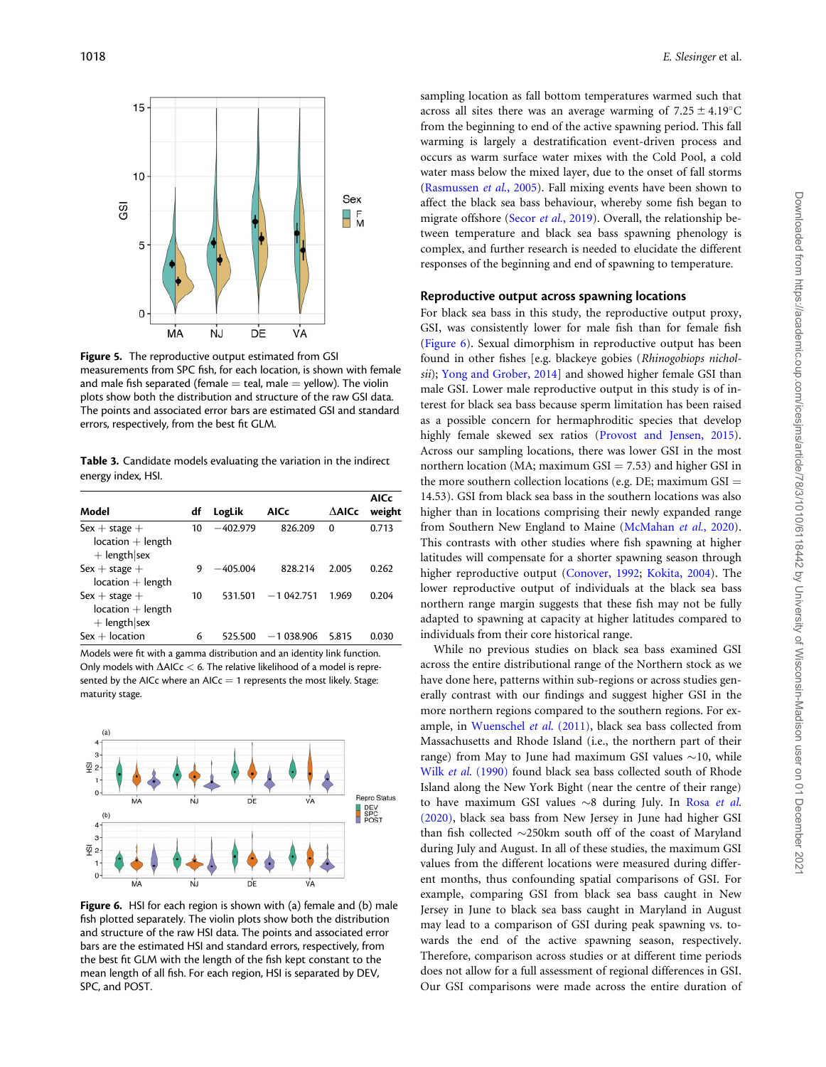Figure 5. The reproductive output estimated from GSI measurements from SPC fish, for each location, is shown with female and male fish separated (female = teal, male = yellow). The violin plots show both the distribution and structure of the raw GSI data. The points and associated error bars are estimated GSI and standard errors, respectively, from the best fit GLM.

Table 3. Candidate models evaluating the variation in the indirect energy index, HSI.

| Model | df | LogLik | AICc | ΔAICc | AICc weight |
|---|---|---|---|---|---|
| Sex + stage + location + length + length\|sex | 10 | −402.979 | 826.209 | 0 | 0.713 |
| Sex + stage + location + length | 9 | −405.004 | 828.214 | 2.005 | 0.262 |
| Sex + stage + location + length + length\|sex | 10 | 531.501 | −1 042.751 | 1.969 | 0.204 |
| Sex + location | 6 | 525.500 | −1 038.906 | 5.815 | 0.030 |

Models were fit with a gamma distribution and an identity link function. Only models with ΔAICc < 6. The relative likelihood of a model is represented by the AICc where an AICc = 1 represents the most likely. Stage: maturity stage.

Figure 6. HSI for each region is shown with (a) female and (b) male fish plotted separately. The violin plots show both the distribution and structure of the raw HSI data. The points and associated error bars are the estimated HSI and standard errors, respectively, from the best fit GLM with the length of the fish kept constant to the mean length of all fish. For each region, HSI is separated by DEV, SPC, and POST.

sampling location as fall bottom temperatures warmed such that across all sites there was an average warming of $7.25 \pm 4.19$°C from the beginning to end of the active spawning period. This fall warming is largely a destratification event-driven process and occurs as warm surface water mixes with the Cold Pool, a cold water mass below the mixed layer, due to the onset of fall storms (Rasmussen *et al.*, 2005). Fall mixing events have been shown to affect the black sea bass behaviour, whereby some fish began to migrate offshore (Secor *et al.*, 2019). Overall, the relationship between temperature and black sea bass spawning phenology is complex, and further research is needed to elucidate the different responses of the beginning and end of spawning to temperature.

## Reproductive output across spawning locations

For black sea bass in this study, the reproductive output proxy, GSI, was consistently lower for male fish than for female fish (Figure 6). Sexual dimorphism in reproductive output has been found in other fishes [e.g. blackeye gobies (*Rhinogobiops nicholsii*); Yong and Grober, 2014] and showed higher female GSI than male GSI. Lower male reproductive output in this study is of interest for black sea bass because sperm limitation has been raised as a possible concern for hermaphroditic species that develop highly female skewed sex ratios (Provost and Jensen, 2015). Across our sampling locations, there was lower GSI in the most northern location (MA; maximum GSI = 7.53) and higher GSI in the more southern collection locations (e.g. DE; maximum GSI = 14.53). GSI from black sea bass in the southern locations was also higher than in locations comprising their newly expanded range from Southern New England to Maine (McMahan *et al.*, 2020). This contrasts with other studies where fish spawning at higher latitudes will compensate for a shorter spawning season through higher reproductive output (Conover, 1992; Kokita, 2004). The lower reproductive output of individuals at the black sea bass northern range margin suggests that these fish may not be fully adapted to spawning at capacity at higher latitudes compared to individuals from their core historical range.

While no previous studies on black sea bass examined GSI across the entire distributional range of the Northern stock as we have done here, patterns within sub-regions or across studies generally contrast with our findings and suggest higher GSI in the more northern regions compared to the southern regions. For example, in Wuenschel *et al.* (2011), black sea bass collected from Massachusetts and Rhode Island (i.e., the northern part of their range) from May to June had maximum GSI values ∼10, while Wilk *et al.* (1990) found black sea bass collected south of Rhode Island along the New York Bight (near the centre of their range) to have maximum GSI values ∼8 during July. In Rosa *et al.* (2020), black sea bass from New Jersey in June had higher GSI than fish collected ∼250km south off of the coast of Maryland during July and August. In all of these studies, the maximum GSI values from the different locations were measured during different months, thus confounding spatial comparisons of GSI. For example, comparing GSI from black sea bass caught in New Jersey in June to black sea bass caught in Maryland in August may lead to a comparison of GSI during peak spawning vs. towards the end of the active spawning season, respectively. Therefore, comparison across studies or at different time periods does not allow for a full assessment of regional differences in GSI. Our GSI comparisons were made across the entire duration of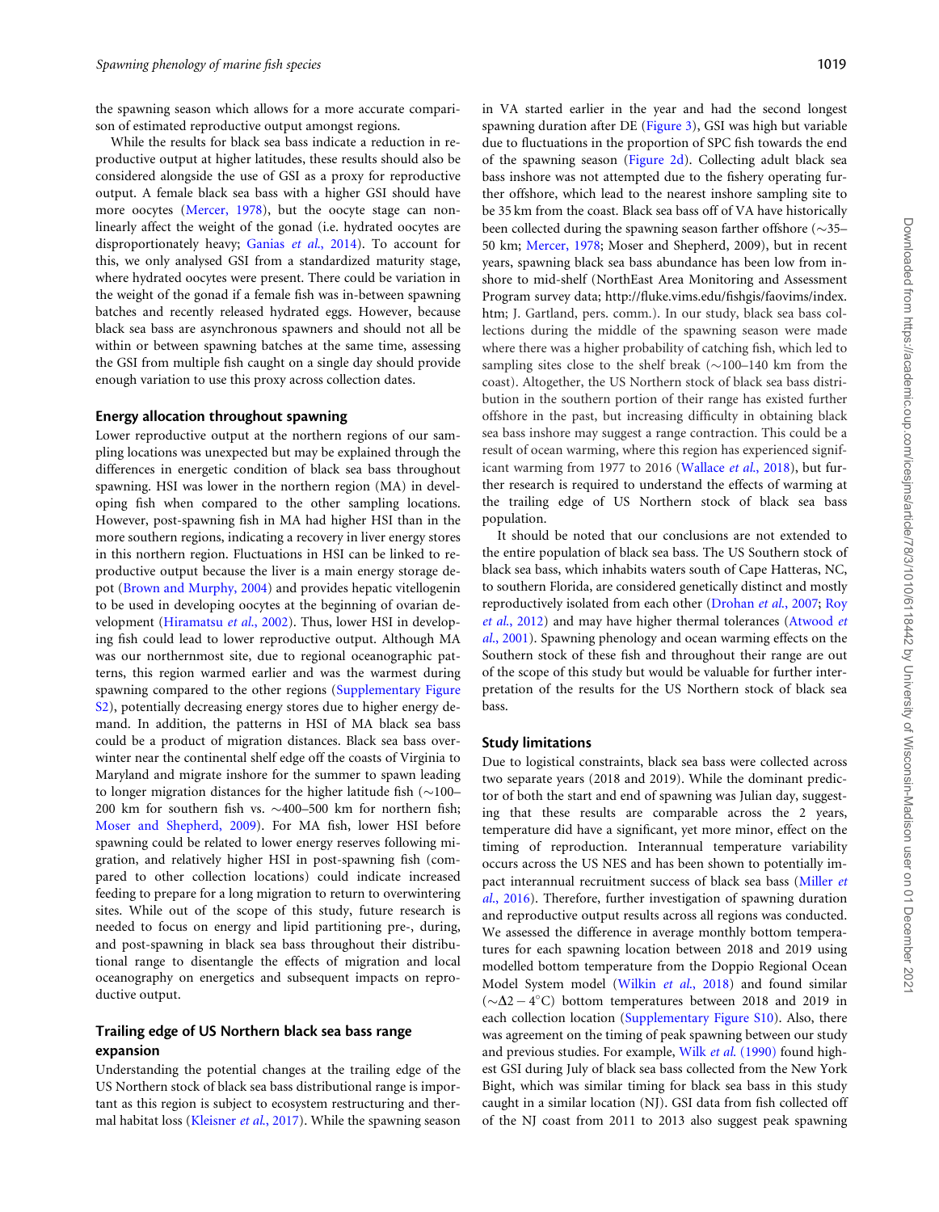the spawning season which allows for a more accurate comparison of estimated reproductive output amongst regions.

While the results for black sea bass indicate a reduction in reproductive output at higher latitudes, these results should also be considered alongside the use of GSI as a proxy for reproductive output. A female black sea bass with a higher GSI should have more oocytes (Mercer, 1978), but the oocyte stage can non-linearly affect the weight of the gonad (i.e. hydrated oocytes are disproportionately heavy; Ganias *et al.*, 2014). To account for this, we only analysed GSI from a standardized maturity stage, where hydrated oocytes were present. There could be variation in the weight of the gonad if a female fish was in-between spawning batches and recently released hydrated eggs. However, because black sea bass are asynchronous spawners and should not all be within or between spawning batches at the same time, assessing the GSI from multiple fish caught on a single day should provide enough variation to use this proxy across collection dates.

## Energy allocation throughout spawning

Lower reproductive output at the northern regions of our sampling locations was unexpected but may be explained through the differences in energetic condition of black sea bass throughout spawning. HSI was lower in the northern region (MA) in developing fish when compared to the other sampling locations. However, post-spawning fish in MA had higher HSI than in the more southern regions, indicating a recovery in liver energy stores in this northern region. Fluctuations in HSI can be linked to reproductive output because the liver is a main energy storage depot (Brown and Murphy, 2004) and provides hepatic vitellogenin to be used in developing oocytes at the beginning of ovarian development (Hiramatsu *et al.*, 2002). Thus, lower HSI in developing fish could lead to lower reproductive output. Although MA was our northernmost site, due to regional oceanographic patterns, this region warmed earlier and was the warmest during spawning compared to the other regions (Supplementary Figure S2), potentially decreasing energy stores due to higher energy demand. In addition, the patterns in HSI of MA black sea bass could be a product of migration distances. Black sea bass overwinter near the continental shelf edge off the coasts of Virginia to Maryland and migrate inshore for the summer to spawn leading to longer migration distances for the higher latitude fish (~100–200 km for southern fish vs. ~400–500 km for northern fish; Moser and Shepherd, 2009). For MA fish, lower HSI before spawning could be related to lower energy reserves following migration, and relatively higher HSI in post-spawning fish (compared to other collection locations) could indicate increased feeding to prepare for a long migration to return to overwintering sites. While out of the scope of this study, future research is needed to focus on energy and lipid partitioning pre-, during, and post-spawning in black sea bass throughout their distributional range to disentangle the effects of migration and local oceanography on energetics and subsequent impacts on reproductive output.

## Trailing edge of US Northern black sea bass range expansion

Understanding the potential changes at the trailing edge of the US Northern stock of black sea bass distributional range is important as this region is subject to ecosystem restructuring and thermal habitat loss (Kleisner *et al.*, 2017). While the spawning season in VA started earlier in the year and had the second longest spawning duration after DE (Figure 3), GSI was high but variable due to fluctuations in the proportion of SPC fish towards the end of the spawning season (Figure 2d). Collecting adult black sea bass inshore was not attempted due to the fishery operating further offshore, which lead to the nearest inshore sampling site to be 35 km from the coast. Black sea bass off of VA have historically been collected during the spawning season farther offshore (~35–50 km; Mercer, 1978; Moser and Shepherd, 2009), but in recent years, spawning black sea bass abundance has been low from inshore to mid-shelf (NorthEast Area Monitoring and Assessment Program survey data; http://fluke.vims.edu/fishgis/faovims/index.htm; J. Gartland, pers. comm.). In our study, black sea bass collections during the middle of the spawning season were made where there was a higher probability of catching fish, which led to sampling sites close to the shelf break (~100–140 km from the coast). Altogether, the US Northern stock of black sea bass distribution in the southern portion of their range has existed further offshore in the past, but increasing difficulty in obtaining black sea bass inshore may suggest a range contraction. This could be a result of ocean warming, where this region has experienced significant warming from 1977 to 2016 (Wallace *et al.*, 2018), but further research is required to understand the effects of warming at the trailing edge of US Northern stock of black sea bass population.

It should be noted that our conclusions are not extended to the entire population of black sea bass. The US Southern stock of black sea bass, which inhabits waters south of Cape Hatteras, NC, to southern Florida, are considered genetically distinct and mostly reproductively isolated from each other (Drohan *et al.*, 2007; Roy *et al.*, 2012) and may have higher thermal tolerances (Atwood *et al.*, 2001). Spawning phenology and ocean warming effects on the Southern stock of these fish and throughout their range are out of the scope of this study but would be valuable for further interpretation of the results for the US Northern stock of black sea bass.

## Study limitations

Due to logistical constraints, black sea bass were collected across two separate years (2018 and 2019). While the dominant predictor of both the start and end of spawning was Julian day, suggesting that these results are comparable across the 2 years, temperature did have a significant, yet more minor, effect on the timing of reproduction. Interannual temperature variability occurs across the US NES and has been shown to potentially impact interannual recruitment success of black sea bass (Miller *et al.*, 2016). Therefore, further investigation of spawning duration and reproductive output results across all regions was conducted. We assessed the difference in average monthly bottom temperatures for each spawning location between 2018 and 2019 using modelled bottom temperature from the Doppio Regional Ocean Model System model (Wilkin *et al.*, 2018) and found similar (~$\Delta 2-4^{\circ}$C) bottom temperatures between 2018 and 2019 in each collection location (Supplementary Figure S10). Also, there was agreement on the timing of peak spawning between our study and previous studies. For example, Wilk *et al.* (1990) found highest GSI during July of black sea bass collected from the New York Bight, which was similar timing for black sea bass in this study caught in a similar location (NJ). GSI data from fish collected off of the NJ coast from 2011 to 2013 also suggest peak spawning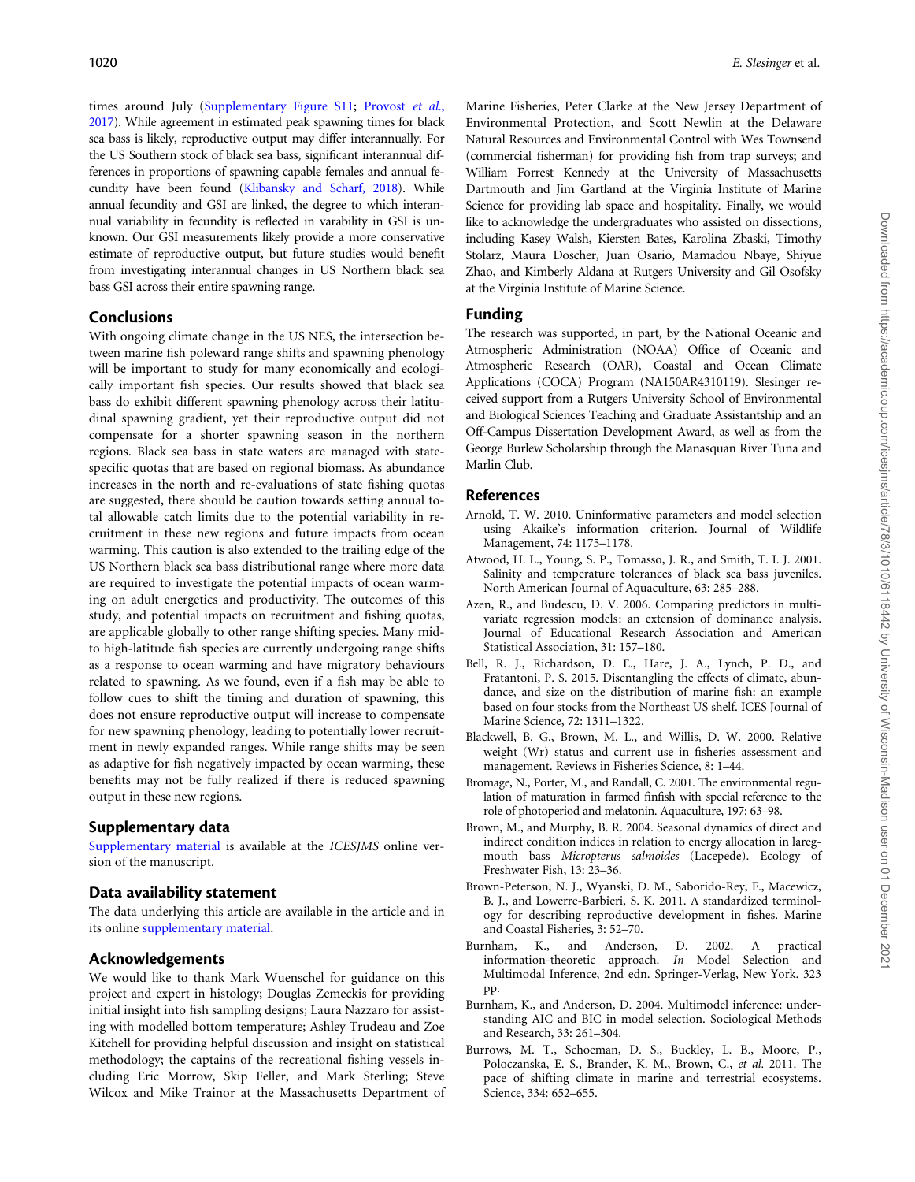times around July (Supplementary Figure S11; Provost *et al.*, 2017). While agreement in estimated peak spawning times for black sea bass is likely, reproductive output may differ interannually. For the US Southern stock of black sea bass, significant interannual differences in proportions of spawning capable females and annual fecundity have been found (Klibansky and Scharf, 2018). While annual fecundity and GSI are linked, the degree to which interannual variability in fecundity is reflected in variability in GSI is unknown. Our GSI measurements likely provide a more conservative estimate of reproductive output, but future studies would benefit from investigating interannual changes in US Northern black sea bass GSI across their entire spawning range.

## Conclusions

With ongoing climate change in the US NES, the intersection between marine fish poleward range shifts and spawning phenology will be important to study for many economically and ecologically important fish species. Our results showed that black sea bass do exhibit different spawning phenology across their latitudinal spawning gradient, yet their reproductive output did not compensate for a shorter spawning season in the northern regions. Black sea bass in state waters are managed with state-specific quotas that are based on regional biomass. As abundance increases in the north and re-evaluations of state fishing quotas are suggested, there should be caution towards setting annual total allowable catch limits due to the potential variability in recruitment in these new regions and future impacts from ocean warming. This caution is also extended to the trailing edge of the US Northern black sea bass distributional range where more data are required to investigate the potential impacts of ocean warming on adult energetics and productivity. The outcomes of this study, and potential impacts on recruitment and fishing quotas, are applicable globally to other range shifting species. Many mid- to high-latitude fish species are currently undergoing range shifts as a response to ocean warming and have migratory behaviours related to spawning. As we found, even if a fish may be able to follow cues to shift the timing and duration of spawning, this does not ensure reproductive output will increase to compensate for new spawning phenology, leading to potentially lower recruitment in newly expanded ranges. While range shifts may be seen as adaptive for fish negatively impacted by ocean warming, these benefits may not be fully realized if there is reduced spawning output in these new regions.

## Supplementary data

Supplementary material is available at the *ICESJMS* online version of the manuscript.

## Data availability statement

The data underlying this article are available in the article and in its online supplementary material.

## Acknowledgements

We would like to thank Mark Wuenschel for guidance on this project and expert in histology; Douglas Zemeckis for providing initial insight into fish sampling designs; Laura Nazzaro for assisting with modelled bottom temperature; Ashley Trudeau and Zoe Kitchell for providing helpful discussion and insight on statistical methodology; the captains of the recreational fishing vessels including Eric Morrow, Skip Feller, and Mark Sterling; Steve Wilcox and Mike Trainor at the Massachusetts Department of Marine Fisheries, Peter Clarke at the New Jersey Department of Environmental Protection, and Scott Newlin at the Delaware Natural Resources and Environmental Control with Wes Townsend (commercial fisherman) for providing fish from trap surveys; and William Forrest Kennedy at the University of Massachusetts Dartmouth and Jim Gartland at the Virginia Institute of Marine Science for providing lab space and hospitality. Finally, we would like to acknowledge the undergraduates who assisted on dissections, including Kasey Walsh, Kiersten Bates, Karolina Zbaski, Timothy Stolarz, Maura Doscher, Juan Osario, Mamadou Nbaye, Shiyue Zhao, and Kimberly Aldana at Rutgers University and Gil Osofsky at the Virginia Institute of Marine Science.

## Funding

The research was supported, in part, by the National Oceanic and Atmospheric Administration (NOAA) Office of Oceanic and Atmospheric Research (OAR), Coastal and Ocean Climate Applications (COCA) Program (NA150AR4310119). Slesinger received support from a Rutgers University School of Environmental and Biological Sciences Teaching and Graduate Assistantship and an Off-Campus Dissertation Development Award, as well as from the George Burlew Scholarship through the Manasquan River Tuna and Marlin Club.

## References

Arnold, T. W. 2010. Uninformative parameters and model selection using Akaike's information criterion. Journal of Wildlife Management, 74: 1175–1178.

Atwood, H. L., Young, S. P., Tomasso, J. R., and Smith, T. I. J. 2001. Salinity and temperature tolerances of black sea bass juveniles. North American Journal of Aquaculture, 63: 285–288.

Azen, R., and Budescu, D. V. 2006. Comparing predictors in multivariate regression models: an extension of dominance analysis. Journal of Educational Research Association and American Statistical Association, 31: 157–180.

Bell, R. J., Richardson, D. E., Hare, J. A., Lynch, P. D., and Fratantoni, P. S. 2015. Disentangling the effects of climate, abundance, and size on the distribution of marine fish: an example based on four stocks from the Northeast US shelf. ICES Journal of Marine Science, 72: 1311–1322.

Blackwell, B. G., Brown, M. L., and Willis, D. W. 2000. Relative weight (Wr) status and current use in fisheries assessment and management. Reviews in Fisheries Science, 8: 1–44.

Bromage, N., Porter, M., and Randall, C. 2001. The environmental regulation of maturation in farmed finfish with special reference to the role of photoperiod and melatonin. Aquaculture, 197: 63–98.

Brown, M., and Murphy, B. R. 2004. Seasonal dynamics of direct and indirect condition indices in relation to energy allocation in laregmouth bass *Micropterus salmoides* (Lacepede). Ecology of Freshwater Fish, 13: 23–36.

Brown-Peterson, N. J., Wyanski, D. M., Saborido-Rey, F., Macewicz, B. J., and Lowerre-Barbieri, S. K. 2011. A standardized terminology for describing reproductive development in fishes. Marine and Coastal Fisheries, 3: 52–70.

Burnham, K., and Anderson, D. 2002. A practical information-theoretic approach. *In* Model Selection and Multimodal Inference, 2nd edn. Springer-Verlag, New York. 323 pp.

Burnham, K., and Anderson, D. 2004. Multimodel inference: understanding AIC and BIC in model selection. Sociological Methods and Research, 33: 261–304.

Burrows, M. T., Schoeman, D. S., Buckley, L. B., Moore, P., Poloczanska, E. S., Brander, K. M., Brown, C., *et al.* 2011. The pace of shifting climate in marine and terrestrial ecosystems. Science, 334: 652–655.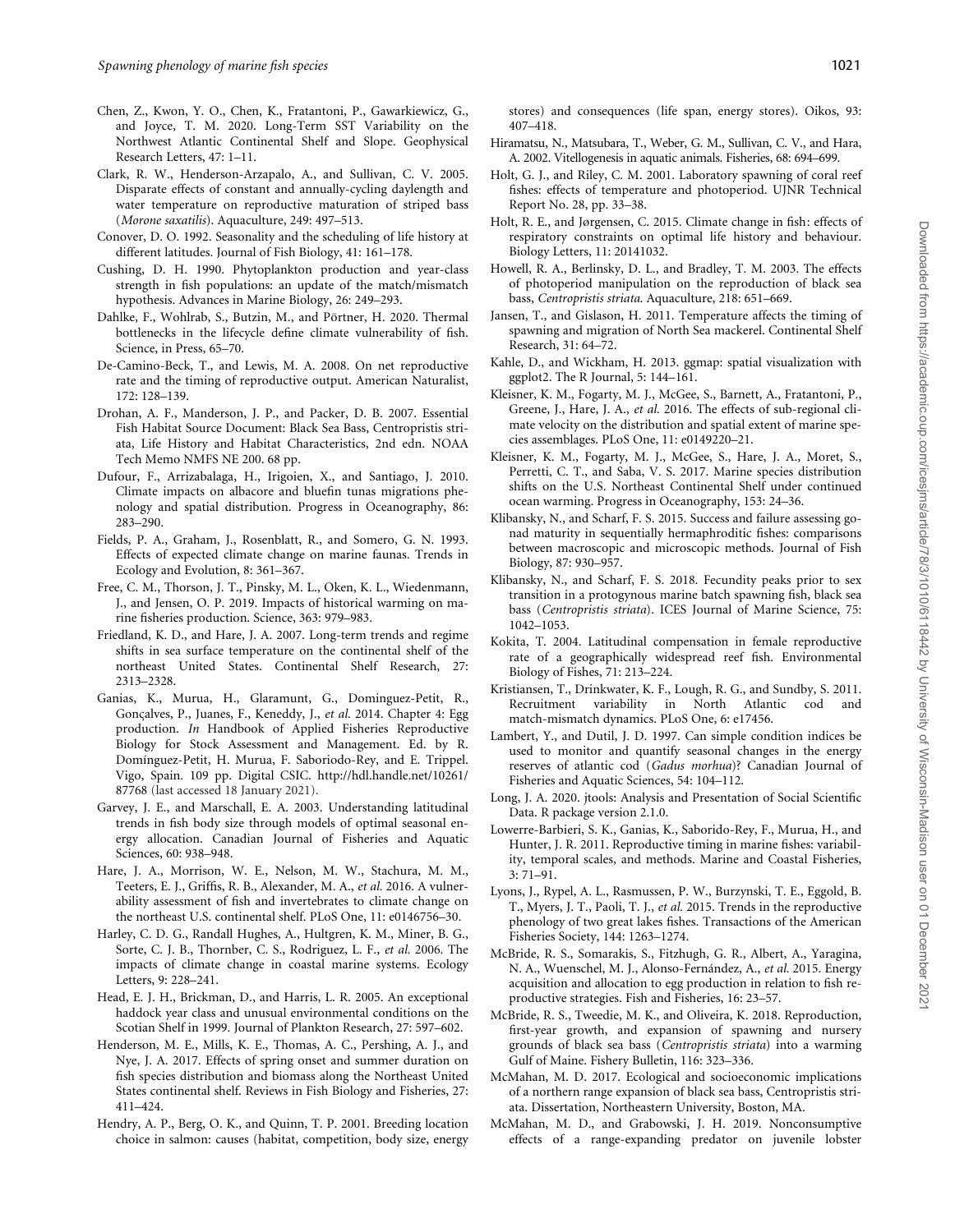Chen, Z., Kwon, Y. O., Chen, K., Fratantoni, P., Gawarkiewicz, G., and Joyce, T. M. 2020. Long-Term SST Variability on the Northwest Atlantic Continental Shelf and Slope. Geophysical Research Letters, 47: 1–11.

Clark, R. W., Henderson-Arzapalo, A., and Sullivan, C. V. 2005. Disparate effects of constant and annually-cycling daylength and water temperature on reproductive maturation of striped bass (*Morone saxatilis*). Aquaculture, 249: 497–513.

Conover, D. O. 1992. Seasonality and the scheduling of life history at different latitudes. Journal of Fish Biology, 41: 161–178.

Cushing, D. H. 1990. Phytoplankton production and year-class strength in fish populations: an update of the match/mismatch hypothesis. Advances in Marine Biology, 26: 249–293.

Dahlke, F., Wohlrab, S., Butzin, M., and Pörtner, H. 2020. Thermal bottlenecks in the lifecycle define climate vulnerability of fish. Science, in Press, 65–70.

De-Camino-Beck, T., and Lewis, M. A. 2008. On net reproductive rate and the timing of reproductive output. American Naturalist, 172: 128–139.

Drohan, A. F., Manderson, J. P., and Packer, D. B. 2007. Essential Fish Habitat Source Document: Black Sea Bass, Centropristis striata, Life History and Habitat Characteristics, 2nd edn. NOAA Tech Memo NMFS NE 200. 68 pp.

Dufour, F., Arrizabalaga, H., Irigoien, X., and Santiago, J. 2010. Climate impacts on albacore and bluefin tunas migrations phenology and spatial distribution. Progress in Oceanography, 86: 283–290.

Fields, P. A., Graham, J., Rosenblatt, R., and Somero, G. N. 1993. Effects of expected climate change on marine faunas. Trends in Ecology and Evolution, 8: 361–367.

Free, C. M., Thorson, J. T., Pinsky, M. L., Oken, K. L., Wiedenmann, J., and Jensen, O. P. 2019. Impacts of historical warming on marine fisheries production. Science, 363: 979–983.

Friedland, K. D., and Hare, J. A. 2007. Long-term trends and regime shifts in sea surface temperature on the continental shelf of the northeast United States. Continental Shelf Research, 27: 2313–2328.

Ganias, K., Murua, H., Claramunt, G., Dominguez-Petit, R., Gonçalves, P., Juanes, F., Keneddy, J., *et al.* 2014. Chapter 4: Egg production. *In* Handbook of Applied Fisheries Reproductive Biology for Stock Assessment and Management. Ed. by R. Domínguez-Petit, H. Murua, F. Saboriodo-Rey, and E. Trippel. Vigo, Spain. 109 pp. Digital CSIC. http://hdl.handle.net/10261/87768 (last accessed 18 January 2021).

Garvey, J. E., and Marschall, E. A. 2003. Understanding latitudinal trends in fish body size through models of optimal seasonal energy allocation. Canadian Journal of Fisheries and Aquatic Sciences, 60: 938–948.

Hare, J. A., Morrison, W. E., Nelson, M. W., Stachura, M. M., Teeters, E. J., Griffis, R. B., Alexander, M. A., *et al.* 2016. A vulnerability assessment of fish and invertebrates to climate change on the northeast U.S. continental shelf. PLoS One, 11: e0146756–30.

Harley, C. D. G., Randall Hughes, A., Hultgren, K. M., Miner, B. G., Sorte, C. J. B., Thornber, C. S., Rodriguez, L. F., *et al.* 2006. The impacts of climate change in coastal marine systems. Ecology Letters, 9: 228–241.

Head, E. J. H., Brickman, D., and Harris, L. R. 2005. An exceptional haddock year class and unusual environmental conditions on the Scotian Shelf in 1999. Journal of Plankton Research, 27: 597–602.

Henderson, M. E., Mills, K. E., Thomas, A. C., Pershing, A. J., and Nye, J. A. 2017. Effects of spring onset and summer duration on fish species distribution and biomass along the Northeast United States continental shelf. Reviews in Fish Biology and Fisheries, 27: 411–424.

Hendry, A. P., Berg, O. K., and Quinn, T. P. 2001. Breeding location choice in salmon: causes (habitat, competition, body size, energy stores) and consequences (life span, energy stores). Oikos, 93: 407–418.

Hiramatsu, N., Matsubara, T., Weber, G. M., Sullivan, C. V., and Hara, A. 2002. Vitellogenesis in aquatic animals. Fisheries, 68: 694–699.

Holt, G. J., and Riley, C. M. 2001. Laboratory spawning of coral reef fishes: effects of temperature and photoperiod. UJNR Technical Report No. 28, pp. 33–38.

Holt, R. E., and Jørgensen, C. 2015. Climate change in fish: effects of respiratory constraints on optimal life history and behaviour. Biology Letters, 11: 20141032.

Howell, R. A., Berlinsky, D. L., and Bradley, T. M. 2003. The effects of photoperiod manipulation on the reproduction of black sea bass, *Centropristis striata*. Aquaculture, 218: 651–669.

Jansen, T., and Gislason, H. 2011. Temperature affects the timing of spawning and migration of North Sea mackerel. Continental Shelf Research, 31: 64–72.

Kahle, D., and Wickham, H. 2013. ggmap: spatial visualization with ggplot2. The R Journal, 5: 144–161.

Kleisner, K. M., Fogarty, M. J., McGee, S., Barnett, A., Fratantoni, P., Greene, J., Hare, J. A., *et al.* 2016. The effects of sub-regional climate velocity on the distribution and spatial extent of marine species assemblages. PLoS One, 11: e0149220–21.

Kleisner, K. M., Fogarty, M. J., McGee, S., Hare, J. A., Moret, S., Perretti, C. T., and Saba, V. S. 2017. Marine species distribution shifts on the U.S. Northeast Continental Shelf under continued ocean warming. Progress in Oceanography, 153: 24–36.

Klibansky, N., and Scharf, F. S. 2015. Success and failure assessing gonad maturity in sequentially hermaphroditic fishes: comparisons between macroscopic and microscopic methods. Journal of Fish Biology, 87: 930–957.

Klibansky, N., and Scharf, F. S. 2018. Fecundity peaks prior to sex transition in a protogynous marine batch spawning fish, black sea bass (*Centropristis striata*). ICES Journal of Marine Science, 75: 1042–1053.

Kokita, T. 2004. Latitudinal compensation in female reproductive rate of a geographically widespread reef fish. Environmental Biology of Fishes, 71: 213–224.

Kristiansen, T., Drinkwater, K. F., Lough, R. G., and Sundby, S. 2011. Recruitment variability in North Atlantic cod and match-mismatch dynamics. PLoS One, 6: e17456.

Lambert, Y., and Dutil, J. D. 1997. Can simple condition indices be used to monitor and quantify seasonal changes in the energy reserves of atlantic cod (*Gadus morhua*)? Canadian Journal of Fisheries and Aquatic Sciences, 54: 104–112.

Long, J. A. 2020. jtools: Analysis and Presentation of Social Scientific Data. R package version 2.1.0.

Lowerre-Barbieri, S. K., Ganias, K., Saborido-Rey, F., Murua, H., and Hunter, J. R. 2011. Reproductive timing in marine fishes: variability, temporal scales, and methods. Marine and Coastal Fisheries, 3: 71–91.

Lyons, J., Rypel, A. L., Rasmussen, P. W., Burzynski, T. E., Eggold, B. T., Myers, J. T., Paoli, T. J., *et al.* 2015. Trends in the reproductive phenology of two great lakes fishes. Transactions of the American Fisheries Society, 144: 1263–1274.

McBride, R. S., Somarakis, S., Fitzhugh, G. R., Albert, A., Yaragina, N. A., Wuenschel, M. J., Alonso-Fernández, A., *et al.* 2015. Energy acquisition and allocation to egg production in relation to fish reproductive strategies. Fish and Fisheries, 16: 23–57.

McBride, R. S., Tweedie, M. K., and Oliveira, K. 2018. Reproduction, first-year growth, and expansion of spawning and nursery grounds of black sea bass (*Centropristis striata*) into a warming Gulf of Maine. Fishery Bulletin, 116: 323–336.

McMahan, M. D. 2017. Ecological and socioeconomic implications of a northern range expansion of black sea bass, Centropristis striata. Dissertation, Northeastern University, Boston, MA.

McMahan, M. D., and Grabowski, J. H. 2019. Nonconsumptive effects of a range-expanding predator on juvenile lobster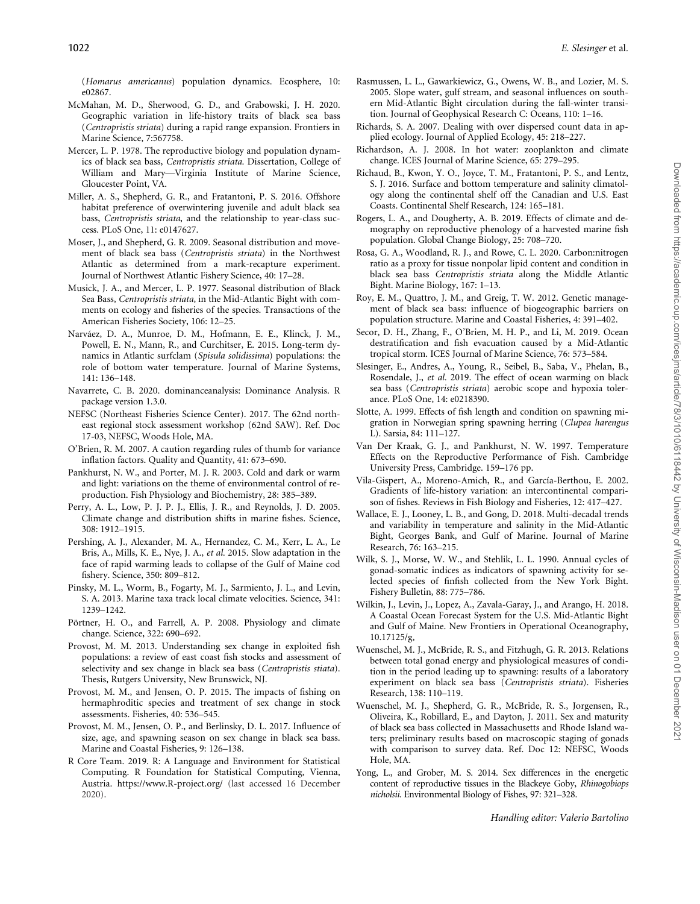(*Homarus americanus*) population dynamics. Ecosphere, 10: e02867.

McMahan, M. D., Sherwood, G. D., and Grabowski, J. H. 2020. Geographic variation in life-history traits of black sea bass (*Centropristis striata*) during a rapid range expansion. Frontiers in Marine Science, 7:567758.

Mercer, L. P. 1978. The reproductive biology and population dynamics of black sea bass, *Centropristis striata*. Dissertation, College of William and Mary—Virginia Institute of Marine Science, Gloucester Point, VA.

Miller, A. S., Shepherd, G. R., and Fratantoni, P. S. 2016. Offshore habitat preference of overwintering juvenile and adult black sea bass, *Centropristis striata*, and the relationship to year-class success. PLoS One, 11: e0147627.

Moser, J., and Shepherd, G. R. 2009. Seasonal distribution and movement of black sea bass (*Centropristis striata*) in the Northwest Atlantic as determined from a mark-recapture experiment. Journal of Northwest Atlantic Fishery Science, 40: 17–28.

Musick, J. A., and Mercer, L. P. 1977. Seasonal distribution of Black Sea Bass, *Centropristis striata*, in the Mid-Atlantic Bight with comments on ecology and fisheries of the species. Transactions of the American Fisheries Society, 106: 12–25.

Narváez, D. A., Munroe, D. M., Hofmann, E. E., Klinck, J. M., Powell, E. N., Mann, R., and Curchitser, E. 2015. Long-term dynamics in Atlantic surfclam (*Spisula solidissima*) populations: the role of bottom water temperature. Journal of Marine Systems, 141: 136–148.

Navarrete, C. B. 2020. dominanceanalysis: Dominance Analysis. R package version 1.3.0.

NEFSC (Northeast Fisheries Science Center). 2017. The 62nd northeast regional stock assessment workshop (62nd SAW). Ref. Doc 17-03, NEFSC, Woods Hole, MA.

O'Brien, R. M. 2007. A caution regarding rules of thumb for variance inflation factors. Quality and Quantity, 41: 673–690.

Pankhurst, N. W., and Porter, M. J. R. 2003. Cold and dark or warm and light: variations on the theme of environmental control of reproduction. Fish Physiology and Biochemistry, 28: 385–389.

Perry, A. L., Low, P. J. P. J., Ellis, J. R., and Reynolds, J. D. 2005. Climate change and distribution shifts in marine fishes. Science, 308: 1912–1915.

Pershing, A. J., Alexander, M. A., Hernandez, C. M., Kerr, L. A., Le Bris, A., Mills, K. E., Nye, J. A., *et al.* 2015. Slow adaptation in the face of rapid warming leads to collapse of the Gulf of Maine cod fishery. Science, 350: 809–812.

Pinsky, M. L., Worm, B., Fogarty, M. J., Sarmiento, J. L., and Levin, S. A. 2013. Marine taxa track local climate velocities. Science, 341: 1239–1242.

Pörtner, H. O., and Farrell, A. P. 2008. Physiology and climate change. Science, 322: 690–692.

Provost, M. M. 2013. Understanding sex change in exploited fish populations: a review of east coast fish stocks and assessment of selectivity and sex change in black sea bass (*Centropristis stiata*). Thesis, Rutgers University, New Brunswick, NJ.

Provost, M. M., and Jensen, O. P. 2015. The impacts of fishing on hermaphroditic species and treatment of sex change in stock assessments. Fisheries, 40: 536–545.

Provost, M. M., Jensen, O. P., and Berlinsky, D. L. 2017. Influence of size, age, and spawning season on sex change in black sea bass. Marine and Coastal Fisheries, 9: 126–138.

R Core Team. 2019. R: A Language and Environment for Statistical Computing. R Foundation for Statistical Computing, Vienna, Austria. https://www.R-project.org/ (last accessed 16 December 2020).

Rasmussen, L. L., Gawarkiewicz, G., Owens, W. B., and Lozier, M. S. 2005. Slope water, gulf stream, and seasonal influences on southern Mid-Atlantic Bight circulation during the fall-winter transition. Journal of Geophysical Research C: Oceans, 110: 1–16.

Richards, S. A. 2007. Dealing with over dispersed count data in applied ecology. Journal of Applied Ecology, 45: 218–227.

Richardson, A. J. 2008. In hot water: zooplankton and climate change. ICES Journal of Marine Science, 65: 279–295.

Richaud, B., Kwon, Y. O., Joyce, T. M., Fratantoni, P. S., and Lentz, S. J. 2016. Surface and bottom temperature and salinity climatology along the continental shelf off the Canadian and U.S. East Coasts. Continental Shelf Research, 124: 165–181.

Rogers, L. A., and Dougherty, A. B. 2019. Effects of climate and demography on reproductive phenology of a harvested marine fish population. Global Change Biology, 25: 708–720.

Rosa, G. A., Woodland, R. J., and Rowe, C. L. 2020. Carbon:nitrogen ratio as a proxy for tissue nonpolar lipid content and condition in black sea bass *Centropristis striata* along the Middle Atlantic Bight. Marine Biology, 167: 1–13.

Roy, E. M., Quattro, J. M., and Greig, T. W. 2012. Genetic management of black sea bass: influence of biogeographic barriers on population structure. Marine and Coastal Fisheries, 4: 391–402.

Secor, D. H., Zhang, F., O'Brien, M. H. P., and Li, M. 2019. Ocean destratification and fish evacuation caused by a Mid-Atlantic tropical storm. ICES Journal of Marine Science, 76: 573–584.

Slesinger, E., Andres, A., Young, R., Seibel, B., Saba, V., Phelan, B., Rosendale, J., *et al.* 2019. The effect of ocean warming on black sea bass (*Centropristis striata*) aerobic scope and hypoxia tolerance. PLoS One, 14: e0218390.

Slotte, A. 1999. Effects of fish length and condition on spawning migration in Norwegian spring spawning herring (*Clupea harengus* L). Sarsia, 84: 111–127.

Van Der Kraak, G. J., and Pankhurst, N. W. 1997. Temperature Effects on the Reproductive Performance of Fish. Cambridge University Press, Cambridge. 159–176 pp.

Vila-Gispert, A., Moreno-Amich, R., and García-Berthou, E. 2002. Gradients of life-history variation: an intercontinental comparison of fishes. Reviews in Fish Biology and Fisheries, 12: 417–427.

Wallace, E. J., Looney, L. B., and Gong, D. 2018. Multi-decadal trends and variability in temperature and salinity in the Mid-Atlantic Bight, Georges Bank, and Gulf of Maine. Journal of Marine Research, 76: 163–215.

Wilk, S. J., Morse, W. W., and Stehlik, L. L. 1990. Annual cycles of gonad-somatic indices as indicators of spawning activity for selected species of finfish collected from the New York Bight. Fishery Bulletin, 88: 775–786.

Wilkin, J., Levin, J., Lopez, A., Zavala-Garay, J., and Arango, H. 2018. A Coastal Ocean Forecast System for the U.S. Mid-Atlantic Bight and Gulf of Maine. New Frontiers in Operational Oceanography, 10.17125/g,

Wuenschel, M. J., McBride, R. S., and Fitzhugh, G. R. 2013. Relations between total gonad energy and physiological measures of condition in the period leading up to spawning: results of a laboratory experiment on black sea bass (*Centropristis striata*). Fisheries Research, 138: 110–119.

Wuenschel, M. J., Shepherd, G. R., McBride, R. S., Jorgensen, R., Oliveira, K., Robillard, E., and Dayton, J. 2011. Sex and maturity of black sea bass collected in Massachusetts and Rhode Island waters; preliminary results based on macroscopic staging of gonads with comparison to survey data. Ref. Doc 12: NEFSC, Woods Hole, MA.

Yong, L., and Grober, M. S. 2014. Sex differences in the energetic content of reproductive tissues in the Blackeye Goby, *Rhinogobiops nicholsii*. Environmental Biology of Fishes, 97: 321–328.

*Handling editor: Valerio Bartolino*